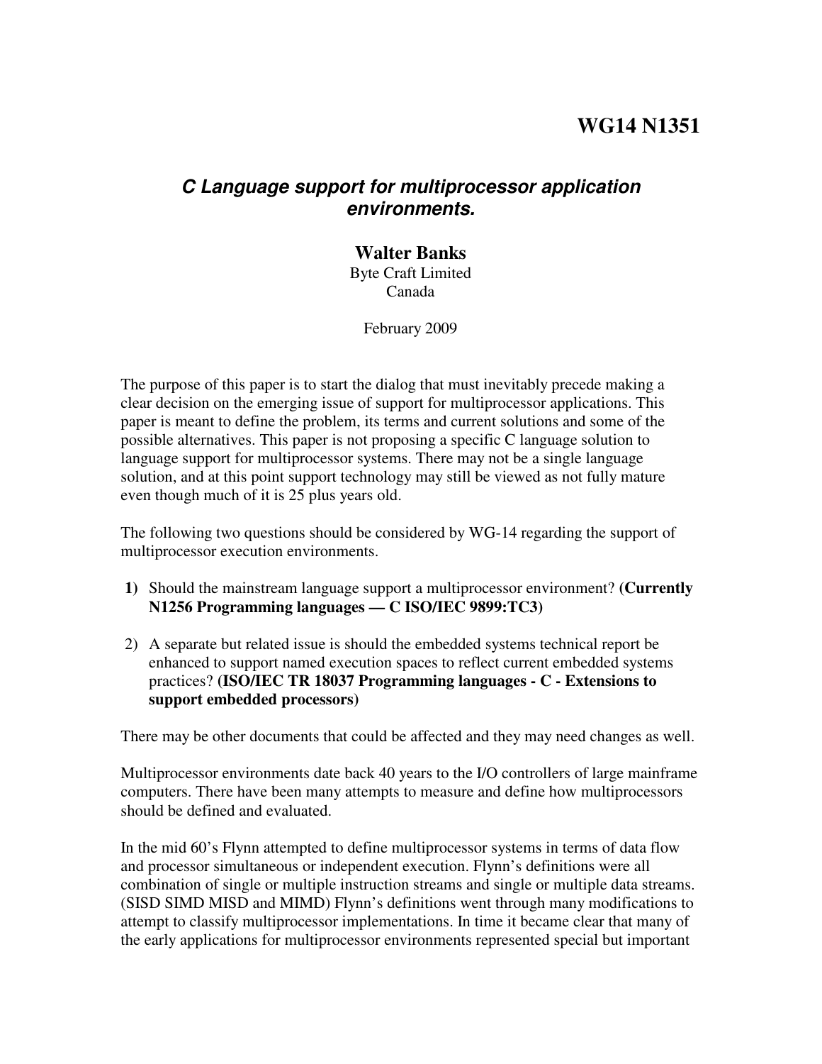# WG14 N1351

## *C Language support for multiprocessor application environments.*

**Walter Banks**
Byte Craft Limited
Canada

February 2009

The purpose of this paper is to start the dialog that must inevitably precede making a clear decision on the emerging issue of support for multiprocessor applications. This paper is meant to define the problem, its terms and current solutions and some of the possible alternatives. This paper is not proposing a specific C language solution to language support for multiprocessor systems. There may not be a single language solution, and at this point support technology may still be viewed as not fully mature even though much of it is 25 plus years old.

The following two questions should be considered by WG-14 regarding the support of multiprocessor execution environments.

1) Should the mainstream language support a multiprocessor environment? **(Currently N1256 Programming languages — C ISO/IEC 9899:TC3)**

2) A separate but related issue is should the embedded systems technical report be enhanced to support named execution spaces to reflect current embedded systems practices? **(ISO/IEC TR 18037 Programming languages - C - Extensions to support embedded processors)**

There may be other documents that could be affected and they may need changes as well.

Multiprocessor environments date back 40 years to the I/O controllers of large mainframe computers. There have been many attempts to measure and define how multiprocessors should be defined and evaluated.

In the mid 60's Flynn attempted to define multiprocessor systems in terms of data flow and processor simultaneous or independent execution. Flynn's definitions were all combination of single or multiple instruction streams and single or multiple data streams. (SISD SIMD MISD and MIMD) Flynn's definitions went through many modifications to attempt to classify multiprocessor implementations. In time it became clear that many of the early applications for multiprocessor environments represented special but important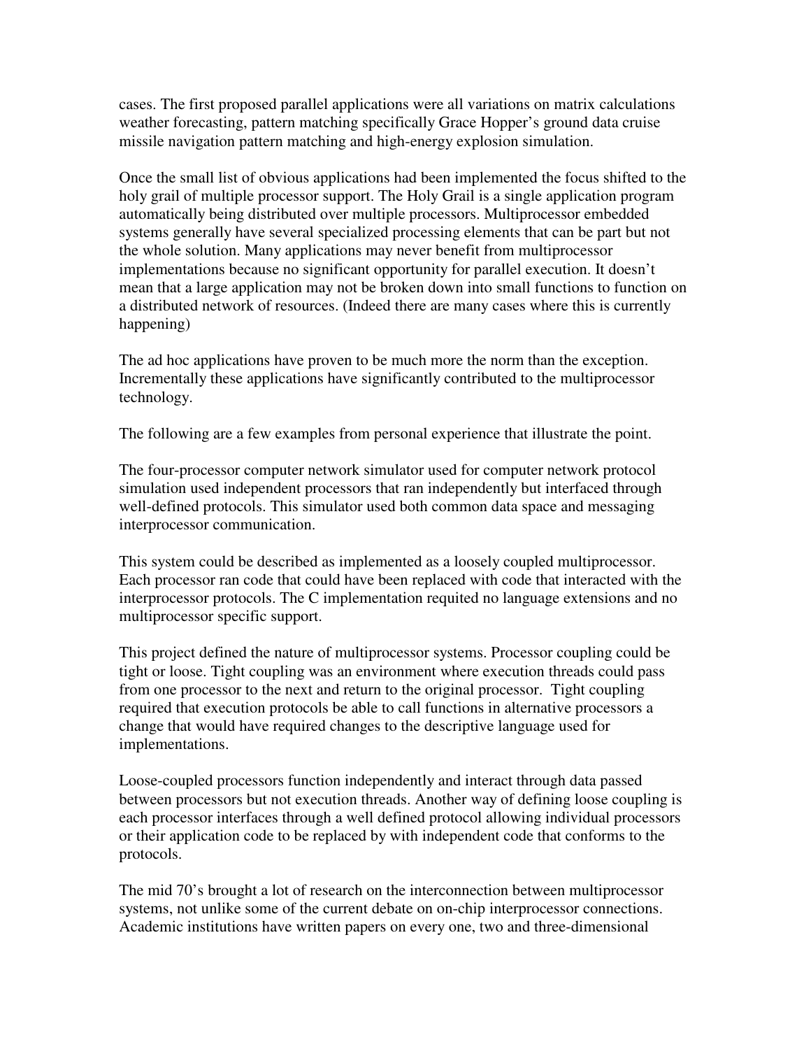cases. The first proposed parallel applications were all variations on matrix calculations weather forecasting, pattern matching specifically Grace Hopper's ground data cruise missile navigation pattern matching and high-energy explosion simulation.

Once the small list of obvious applications had been implemented the focus shifted to the holy grail of multiple processor support. The Holy Grail is a single application program automatically being distributed over multiple processors. Multiprocessor embedded systems generally have several specialized processing elements that can be part but not the whole solution. Many applications may never benefit from multiprocessor implementations because no significant opportunity for parallel execution. It doesn't mean that a large application may not be broken down into small functions to function on a distributed network of resources. (Indeed there are many cases where this is currently happening)

The ad hoc applications have proven to be much more the norm than the exception. Incrementally these applications have significantly contributed to the multiprocessor technology.

The following are a few examples from personal experience that illustrate the point.

The four-processor computer network simulator used for computer network protocol simulation used independent processors that ran independently but interfaced through well-defined protocols. This simulator used both common data space and messaging interprocessor communication.

This system could be described as implemented as a loosely coupled multiprocessor. Each processor ran code that could have been replaced with code that interacted with the interprocessor protocols. The C implementation requited no language extensions and no multiprocessor specific support.

This project defined the nature of multiprocessor systems. Processor coupling could be tight or loose. Tight coupling was an environment where execution threads could pass from one processor to the next and return to the original processor. Tight coupling required that execution protocols be able to call functions in alternative processors a change that would have required changes to the descriptive language used for implementations.

Loose-coupled processors function independently and interact through data passed between processors but not execution threads. Another way of defining loose coupling is each processor interfaces through a well defined protocol allowing individual processors or their application code to be replaced by with independent code that conforms to the protocols.

The mid 70's brought a lot of research on the interconnection between multiprocessor systems, not unlike some of the current debate on on-chip interprocessor connections. Academic institutions have written papers on every one, two and three-dimensional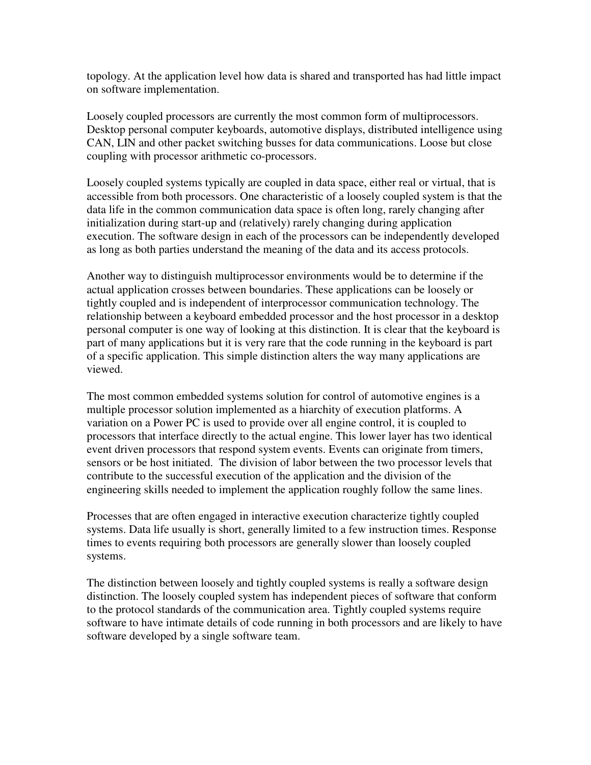topology. At the application level how data is shared and transported has had little impact on software implementation.

Loosely coupled processors are currently the most common form of multiprocessors. Desktop personal computer keyboards, automotive displays, distributed intelligence using CAN, LIN and other packet switching busses for data communications. Loose but close coupling with processor arithmetic co-processors.

Loosely coupled systems typically are coupled in data space, either real or virtual, that is accessible from both processors. One characteristic of a loosely coupled system is that the data life in the common communication data space is often long, rarely changing after initialization during start-up and (relatively) rarely changing during application execution. The software design in each of the processors can be independently developed as long as both parties understand the meaning of the data and its access protocols.

Another way to distinguish multiprocessor environments would be to determine if the actual application crosses between boundaries. These applications can be loosely or tightly coupled and is independent of interprocessor communication technology. The relationship between a keyboard embedded processor and the host processor in a desktop personal computer is one way of looking at this distinction. It is clear that the keyboard is part of many applications but it is very rare that the code running in the keyboard is part of a specific application. This simple distinction alters the way many applications are viewed.

The most common embedded systems solution for control of automotive engines is a multiple processor solution implemented as a hiarchity of execution platforms. A variation on a Power PC is used to provide over all engine control, it is coupled to processors that interface directly to the actual engine. This lower layer has two identical event driven processors that respond system events. Events can originate from timers, sensors or be host initiated. The division of labor between the two processor levels that contribute to the successful execution of the application and the division of the engineering skills needed to implement the application roughly follow the same lines.

Processes that are often engaged in interactive execution characterize tightly coupled systems. Data life usually is short, generally limited to a few instruction times. Response times to events requiring both processors are generally slower than loosely coupled systems.

The distinction between loosely and tightly coupled systems is really a software design distinction. The loosely coupled system has independent pieces of software that conform to the protocol standards of the communication area. Tightly coupled systems require software to have intimate details of code running in both processors and are likely to have software developed by a single software team.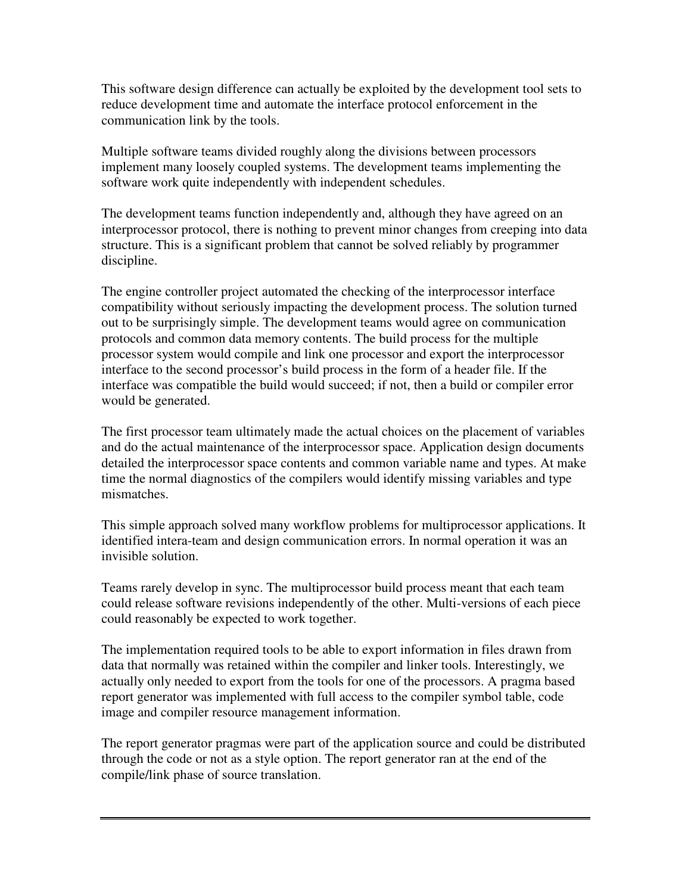This software design difference can actually be exploited by the development tool sets to reduce development time and automate the interface protocol enforcement in the communication link by the tools.

Multiple software teams divided roughly along the divisions between processors implement many loosely coupled systems. The development teams implementing the software work quite independently with independent schedules.

The development teams function independently and, although they have agreed on an interprocessor protocol, there is nothing to prevent minor changes from creeping into data structure. This is a significant problem that cannot be solved reliably by programmer discipline.

The engine controller project automated the checking of the interprocessor interface compatibility without seriously impacting the development process. The solution turned out to be surprisingly simple. The development teams would agree on communication protocols and common data memory contents. The build process for the multiple processor system would compile and link one processor and export the interprocessor interface to the second processor's build process in the form of a header file. If the interface was compatible the build would succeed; if not, then a build or compiler error would be generated.

The first processor team ultimately made the actual choices on the placement of variables and do the actual maintenance of the interprocessor space. Application design documents detailed the interprocessor space contents and common variable name and types. At make time the normal diagnostics of the compilers would identify missing variables and type mismatches.

This simple approach solved many workflow problems for multiprocessor applications. It identified intera-team and design communication errors. In normal operation it was an invisible solution.

Teams rarely develop in sync. The multiprocessor build process meant that each team could release software revisions independently of the other. Multi-versions of each piece could reasonably be expected to work together.

The implementation required tools to be able to export information in files drawn from data that normally was retained within the compiler and linker tools. Interestingly, we actually only needed to export from the tools for one of the processors. A pragma based report generator was implemented with full access to the compiler symbol table, code image and compiler resource management information.

The report generator pragmas were part of the application source and could be distributed through the code or not as a style option. The report generator ran at the end of the compile/link phase of source translation.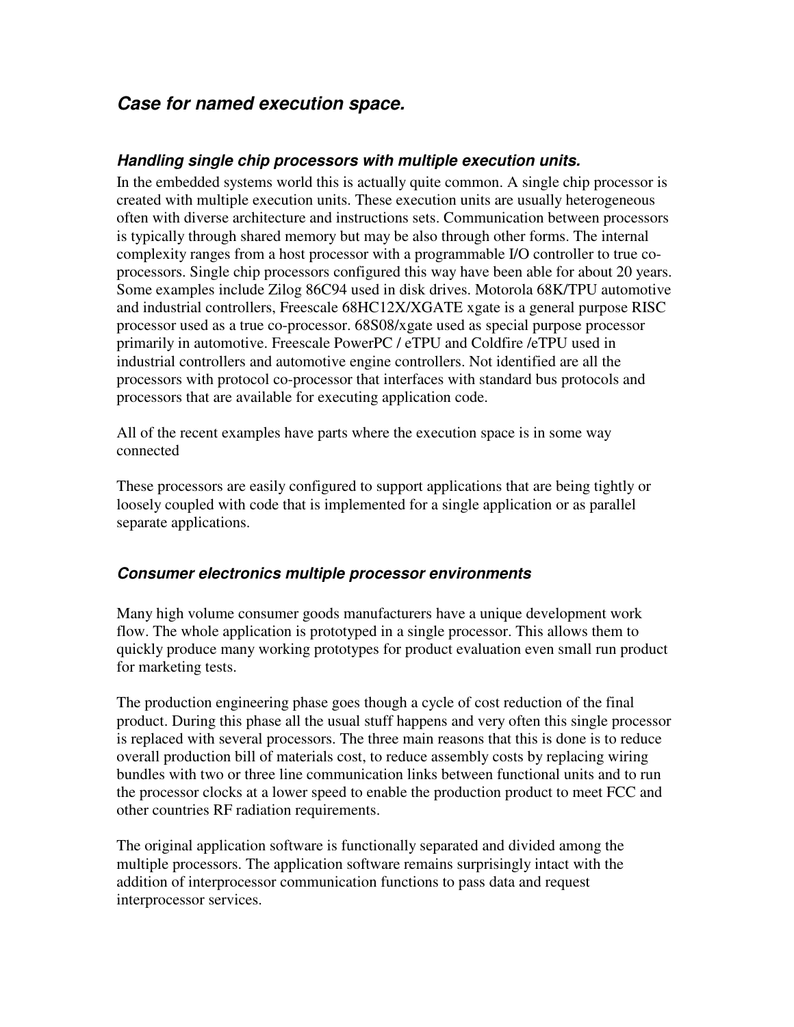## *Case for named execution space.*

### *Handling single chip processors with multiple execution units.*

In the embedded systems world this is actually quite common. A single chip processor is created with multiple execution units. These execution units are usually heterogeneous often with diverse architecture and instructions sets. Communication between processors is typically through shared memory but may be also through other forms. The internal complexity ranges from a host processor with a programmable I/O controller to true co-processors. Single chip processors configured this way have been able for about 20 years. Some examples include Zilog 86C94 used in disk drives. Motorola 68K/TPU automotive and industrial controllers, Freescale 68HC12X/XGATE xgate is a general purpose RISC processor used as a true co-processor. 68S08/xgate used as special purpose processor primarily in automotive. Freescale PowerPC / eTPU and Coldfire /eTPU used in industrial controllers and automotive engine controllers. Not identified are all the processors with protocol co-processor that interfaces with standard bus protocols and processors that are available for executing application code.

All of the recent examples have parts where the execution space is in some way connected

These processors are easily configured to support applications that are being tightly or loosely coupled with code that is implemented for a single application or as parallel separate applications.

### *Consumer electronics multiple processor environments*

Many high volume consumer goods manufacturers have a unique development work flow. The whole application is prototyped in a single processor. This allows them to quickly produce many working prototypes for product evaluation even small run product for marketing tests.

The production engineering phase goes though a cycle of cost reduction of the final product. During this phase all the usual stuff happens and very often this single processor is replaced with several processors. The three main reasons that this is done is to reduce overall production bill of materials cost, to reduce assembly costs by replacing wiring bundles with two or three line communication links between functional units and to run the processor clocks at a lower speed to enable the production product to meet FCC and other countries RF radiation requirements.

The original application software is functionally separated and divided among the multiple processors. The application software remains surprisingly intact with the addition of interprocessor communication functions to pass data and request interprocessor services.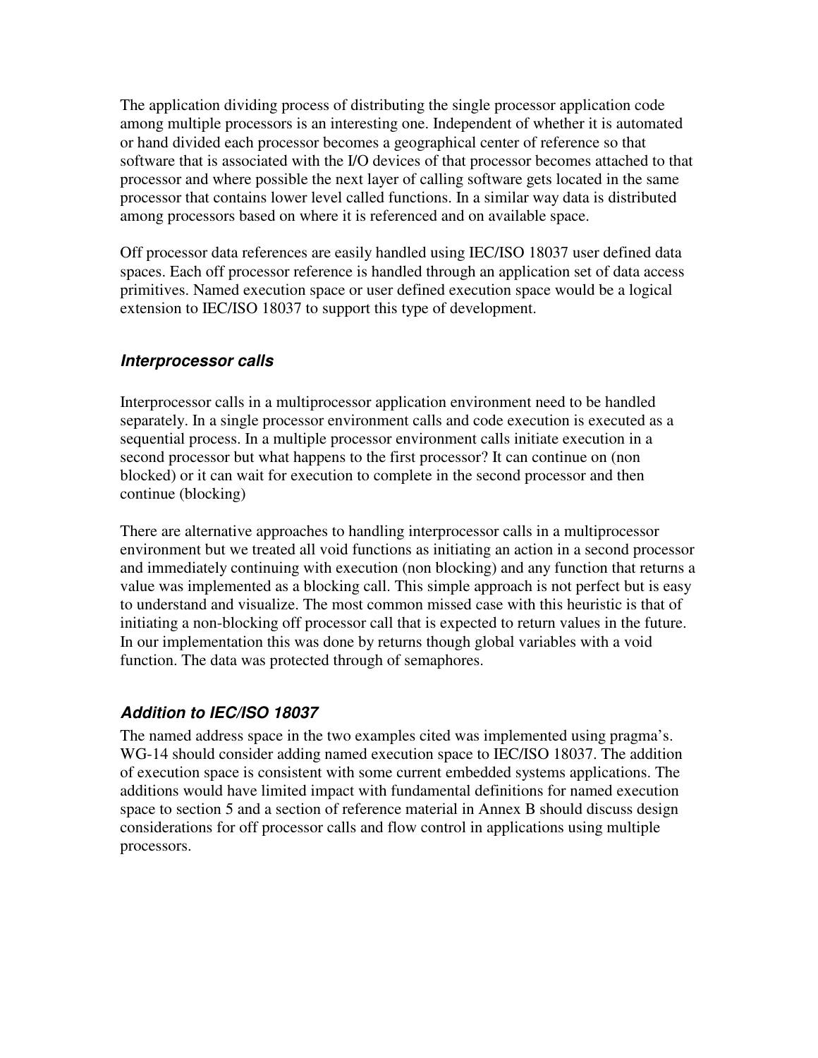The application dividing process of distributing the single processor application code among multiple processors is an interesting one. Independent of whether it is automated or hand divided each processor becomes a geographical center of reference so that software that is associated with the I/O devices of that processor becomes attached to that processor and where possible the next layer of calling software gets located in the same processor that contains lower level called functions. In a similar way data is distributed among processors based on where it is referenced and on available space.

Off processor data references are easily handled using IEC/ISO 18037 user defined data spaces. Each off processor reference is handled through an application set of data access primitives. Named execution space or user defined execution space would be a logical extension to IEC/ISO 18037 to support this type of development.

### *Interprocessor calls*

Interprocessor calls in a multiprocessor application environment need to be handled separately. In a single processor environment calls and code execution is executed as a sequential process. In a multiple processor environment calls initiate execution in a second processor but what happens to the first processor? It can continue on (non blocked) or it can wait for execution to complete in the second processor and then continue (blocking)

There are alternative approaches to handling interprocessor calls in a multiprocessor environment but we treated all void functions as initiating an action in a second processor and immediately continuing with execution (non blocking) and any function that returns a value was implemented as a blocking call. This simple approach is not perfect but is easy to understand and visualize. The most common missed case with this heuristic is that of initiating a non-blocking off processor call that is expected to return values in the future. In our implementation this was done by returns though global variables with a void function. The data was protected through of semaphores.

### *Addition to IEC/ISO 18037*

The named address space in the two examples cited was implemented using pragma's. WG-14 should consider adding named execution space to IEC/ISO 18037. The addition of execution space is consistent with some current embedded systems applications. The additions would have limited impact with fundamental definitions for named execution space to section 5 and a section of reference material in Annex B should discuss design considerations for off processor calls and flow control in applications using multiple processors.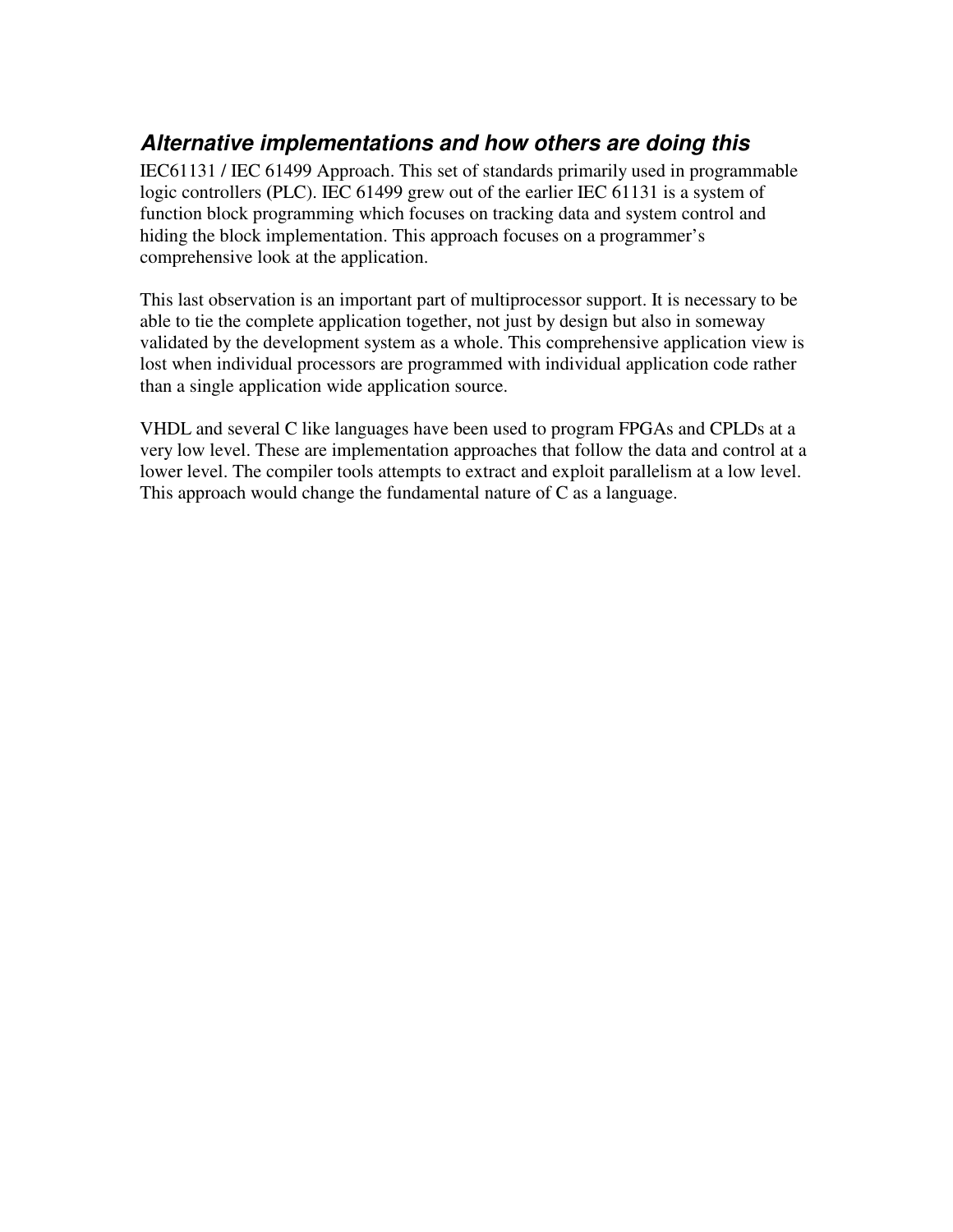### *Alternative implementations and how others are doing this*

IEC61131 / IEC 61499 Approach. This set of standards primarily used in programmable logic controllers (PLC). IEC 61499 grew out of the earlier IEC 61131 is a system of function block programming which focuses on tracking data and system control and hiding the block implementation. This approach focuses on a programmer's comprehensive look at the application.

This last observation is an important part of multiprocessor support. It is necessary to be able to tie the complete application together, not just by design but also in someway validated by the development system as a whole. This comprehensive application view is lost when individual processors are programmed with individual application code rather than a single application wide application source.

VHDL and several C like languages have been used to program FPGAs and CPLDs at a very low level. These are implementation approaches that follow the data and control at a lower level. The compiler tools attempts to extract and exploit parallelism at a low level. This approach would change the fundamental nature of C as a language.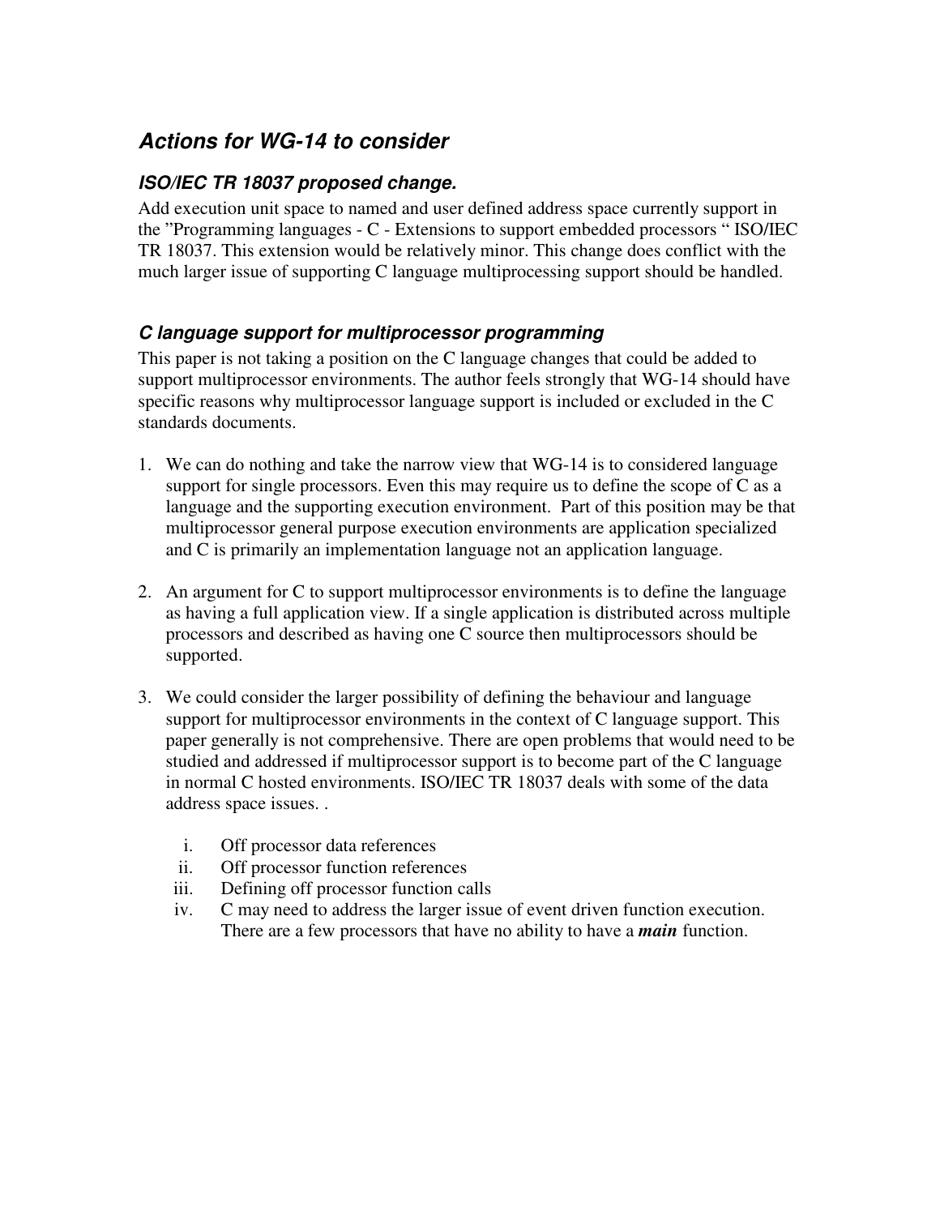## *Actions for WG-14 to consider*

### *ISO/IEC TR 18037 proposed change.*

Add execution unit space to named and user defined address space currently support in the "Programming languages - C - Extensions to support embedded processors " ISO/IEC TR 18037. This extension would be relatively minor. This change does conflict with the much larger issue of supporting C language multiprocessing support should be handled.

### *C language support for multiprocessor programming*

This paper is not taking a position on the C language changes that could be added to support multiprocessor environments. The author feels strongly that WG-14 should have specific reasons why multiprocessor language support is included or excluded in the C standards documents.

1. We can do nothing and take the narrow view that WG-14 is to considered language support for single processors. Even this may require us to define the scope of C as a language and the supporting execution environment. Part of this position may be that multiprocessor general purpose execution environments are application specialized and C is primarily an implementation language not an application language.

2. An argument for C to support multiprocessor environments is to define the language as having a full application view. If a single application is distributed across multiple processors and described as having one C source then multiprocessors should be supported.

3. We could consider the larger possibility of defining the behaviour and language support for multiprocessor environments in the context of C language support. This paper generally is not comprehensive. There are open problems that would need to be studied and addressed if multiprocessor support is to become part of the C language in normal C hosted environments. ISO/IEC TR 18037 deals with some of the data address space issues. .

   i. Off processor data references
   ii. Off processor function references
   iii. Defining off processor function calls
   iv. C may need to address the larger issue of event driven function execution. There are a few processors that have no ability to have a ***main*** function.